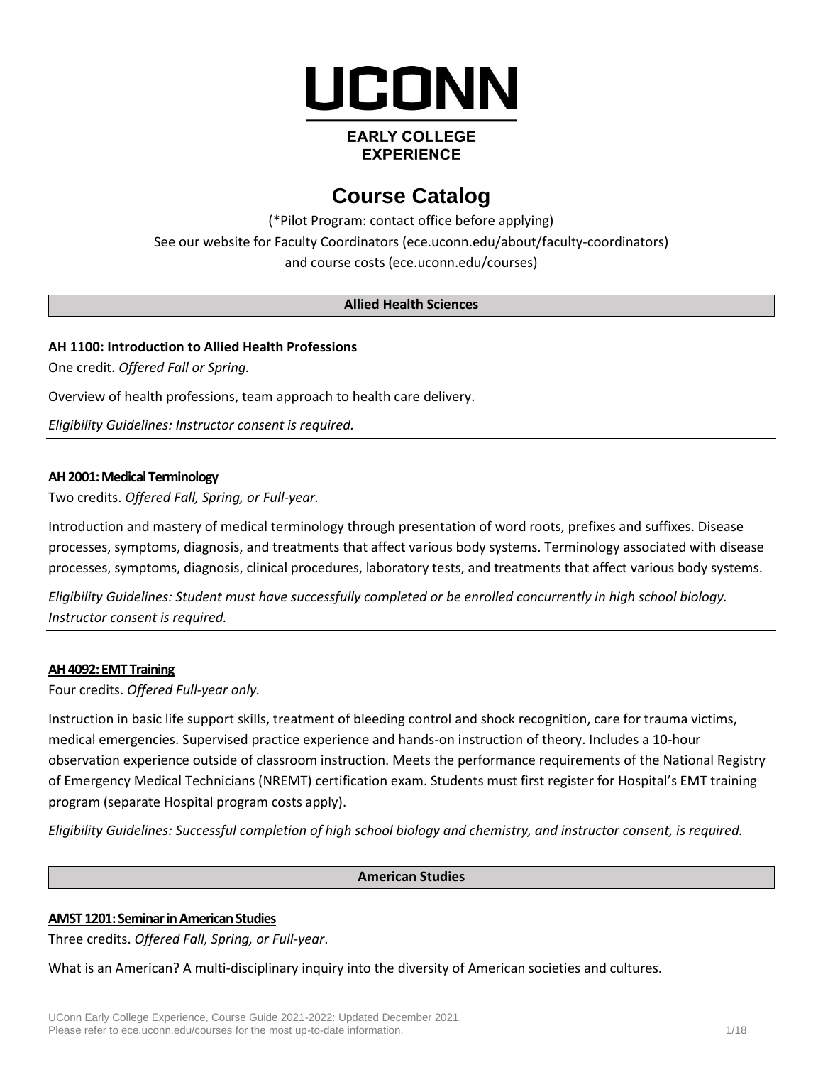# UCONN

**EARLY COLLEGE EXPERIENCE**

# Course Catalog

(*Pilot Program: contact office before applying)

See our website for Faculty Coordinators (ece.uconn.edu/about/faculty-coordinators)

and course costs (ece.uconn.edu/courses)

## Allied Health Sciences

### AH 1100: Introduction to Allied Health Professions

One credit. *Offered Fall or Spring.*

Overview of health professions, team approach to health care delivery.

*Eligibility Guidelines: Instructor consent is required.*

---

### AH 2001: Medical Terminology

Two credits. *Offered Fall, Spring, or Full-year.*

Introduction and mastery of medical terminology through presentation of word roots, prefixes and suffixes. Disease processes, symptoms, diagnosis, and treatments that affect various body systems. Terminology associated with disease processes, symptoms, diagnosis, clinical procedures, laboratory tests, and treatments that affect various body systems.

*Eligibility Guidelines: Student must have successfully completed or be enrolled concurrently in high school biology. Instructor consent is required.*

---

### AH 4092: EMT Training

Four credits. *Offered Full-year only.*

Instruction in basic life support skills, treatment of bleeding control and shock recognition, care for trauma victims, medical emergencies. Supervised practice experience and hands-on instruction of theory. Includes a 10-hour observation experience outside of classroom instruction. Meets the performance requirements of the National Registry of Emergency Medical Technicians (NREMT) certification exam. Students must first register for Hospital's EMT training program (separate Hospital program costs apply).

*Eligibility Guidelines: Successful completion of high school biology and chemistry, and instructor consent, is required.*

## American Studies

### AMST 1201: Seminar in American Studies

Three credits. *Offered Fall, Spring, or Full-year*.

What is an American? A multi-disciplinary inquiry into the diversity of American societies and cultures.

UConn Early College Experience, Course Guide 2021-2022: Updated December 2021.
Please refer to ece.uconn.edu/courses for the most up-to-date information.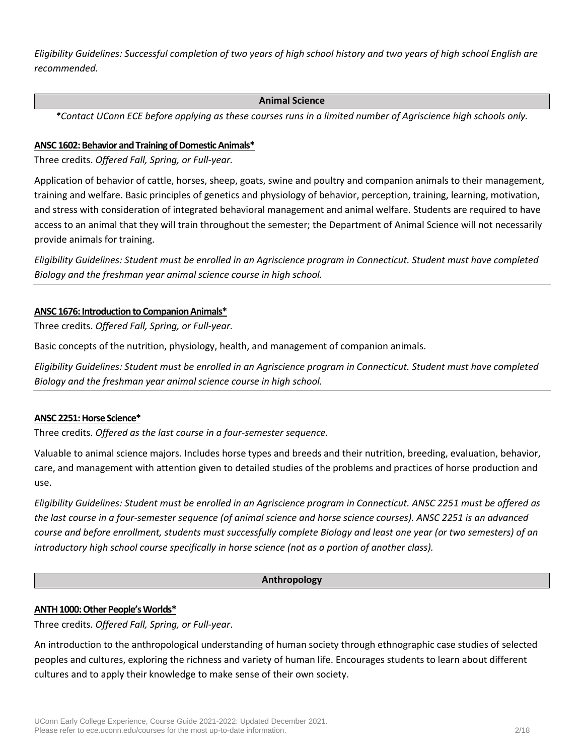*Eligibility Guidelines: Successful completion of two years of high school history and two years of high school English are recommended.*

## Animal Science

*\*Contact UConn ECE before applying as these courses runs in a limited number of Agriscience high schools only.*

**ANSC 1602: Behavior and Training of Domestic Animals***

Three credits. *Offered Fall, Spring, or Full-year.*

Application of behavior of cattle, horses, sheep, goats, swine and poultry and companion animals to their management, training and welfare. Basic principles of genetics and physiology of behavior, perception, training, learning, motivation, and stress with consideration of integrated behavioral management and animal welfare. Students are required to have access to an animal that they will train throughout the semester; the Department of Animal Science will not necessarily provide animals for training.

*Eligibility Guidelines: Student must be enrolled in an Agriscience program in Connecticut. Student must have completed Biology and the freshman year animal science course in high school.*

---

**ANSC 1676: Introduction to Companion Animals***

Three credits. *Offered Fall, Spring, or Full-year.*

Basic concepts of the nutrition, physiology, health, and management of companion animals.

*Eligibility Guidelines: Student must be enrolled in an Agriscience program in Connecticut. Student must have completed Biology and the freshman year animal science course in high school.*

---

**ANSC 2251: Horse Science***

Three credits. *Offered as the last course in a four-semester sequence.*

Valuable to animal science majors. Includes horse types and breeds and their nutrition, breeding, evaluation, behavior, care, and management with attention given to detailed studies of the problems and practices of horse production and use.

*Eligibility Guidelines: Student must be enrolled in an Agriscience program in Connecticut. ANSC 2251 must be offered as the last course in a four-semester sequence (of animal science and horse science courses). ANSC 2251 is an advanced course and before enrollment, students must successfully complete Biology and least one year (or two semesters) of an introductory high school course specifically in horse science (not as a portion of another class).*

## Anthropology

**ANTH 1000: Other People's Worlds***

Three credits. *Offered Fall, Spring, or Full-year*.

An introduction to the anthropological understanding of human society through ethnographic case studies of selected peoples and cultures, exploring the richness and variety of human life. Encourages students to learn about different cultures and to apply their knowledge to make sense of their own society.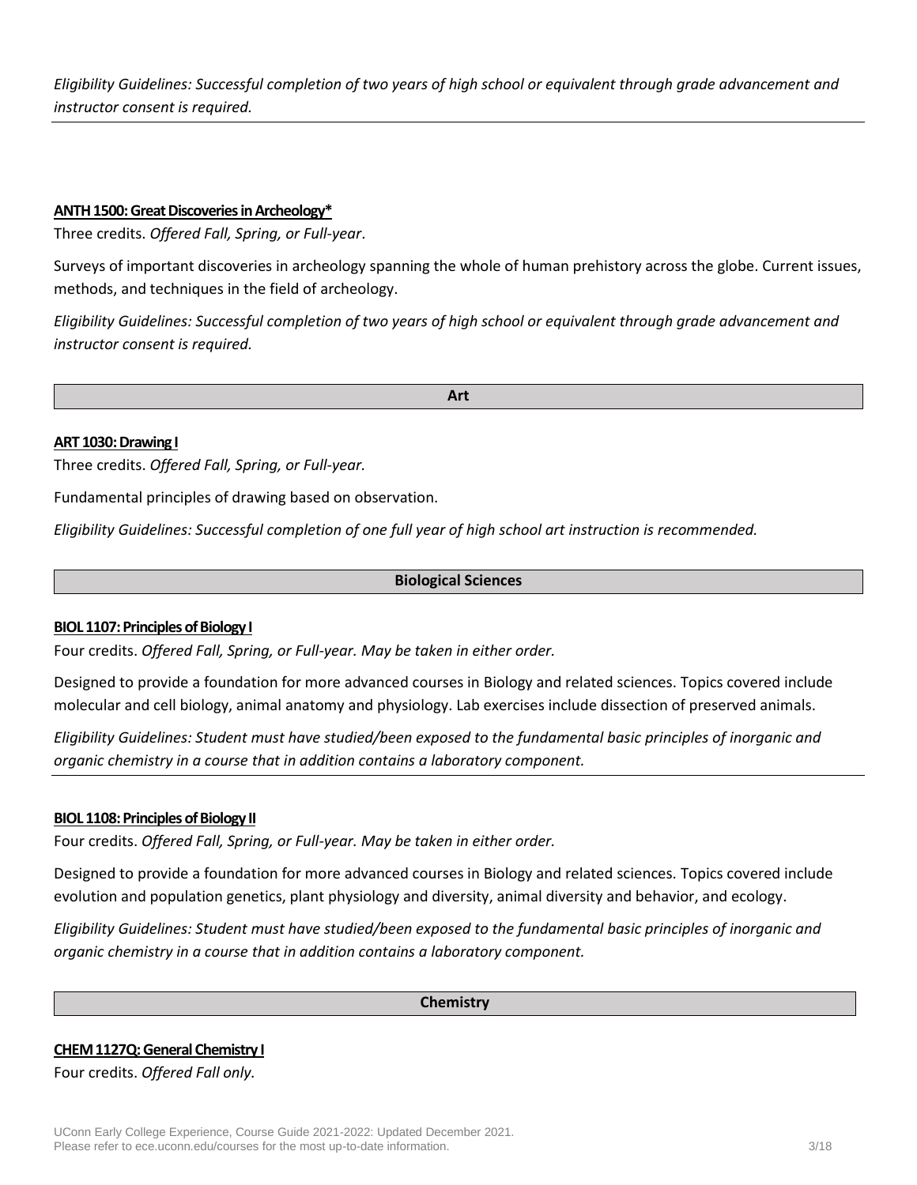*Eligibility Guidelines: Successful completion of two years of high school or equivalent through grade advancement and instructor consent is required.*

---

**ANTH 1500: Great Discoveries in Archeology***

Three credits. *Offered Fall, Spring, or Full-year*.

Surveys of important discoveries in archeology spanning the whole of human prehistory across the globe. Current issues, methods, and techniques in the field of archeology.

*Eligibility Guidelines: Successful completion of two years of high school or equivalent through grade advancement and instructor consent is required.*

## Art

**ART 1030: Drawing I**

Three credits. *Offered Fall, Spring, or Full-year.*

Fundamental principles of drawing based on observation.

*Eligibility Guidelines: Successful completion of one full year of high school art instruction is recommended.*

## Biological Sciences

**BIOL 1107: Principles of Biology I**

Four credits. *Offered Fall, Spring, or Full-year. May be taken in either order.*

Designed to provide a foundation for more advanced courses in Biology and related sciences. Topics covered include molecular and cell biology, animal anatomy and physiology. Lab exercises include dissection of preserved animals.

*Eligibility Guidelines: Student must have studied/been exposed to the fundamental basic principles of inorganic and organic chemistry in a course that in addition contains a laboratory component.*

---

**BIOL 1108: Principles of Biology II**

Four credits. *Offered Fall, Spring, or Full-year. May be taken in either order.*

Designed to provide a foundation for more advanced courses in Biology and related sciences. Topics covered include evolution and population genetics, plant physiology and diversity, animal diversity and behavior, and ecology.

*Eligibility Guidelines: Student must have studied/been exposed to the fundamental basic principles of inorganic and organic chemistry in a course that in addition contains a laboratory component.*

## Chemistry

**CHEM 1127Q: General Chemistry I**

Four credits. *Offered Fall only.*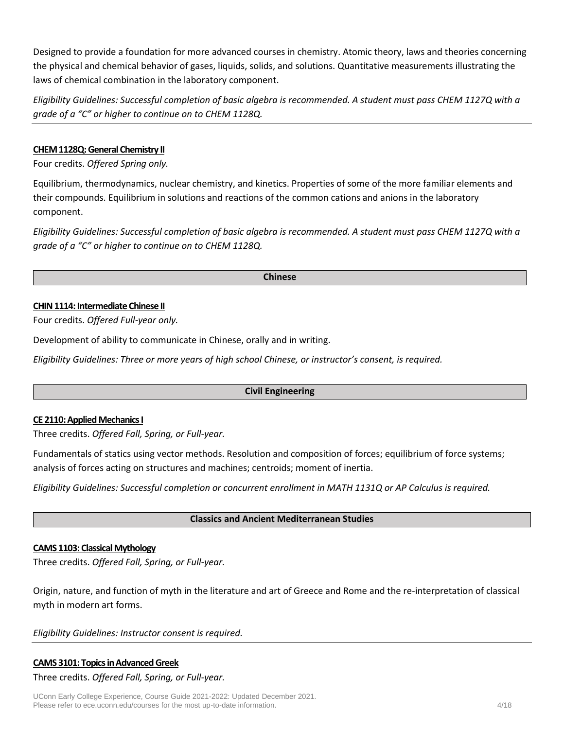Designed to provide a foundation for more advanced courses in chemistry. Atomic theory, laws and theories concerning the physical and chemical behavior of gases, liquids, solids, and solutions. Quantitative measurements illustrating the laws of chemical combination in the laboratory component.

*Eligibility Guidelines: Successful completion of basic algebra is recommended. A student must pass CHEM 1127Q with a grade of a "C" or higher to continue on to CHEM 1128Q.*

---

**CHEM 1128Q: General Chemistry II**

Four credits. *Offered Spring only.*

Equilibrium, thermodynamics, nuclear chemistry, and kinetics. Properties of some of the more familiar elements and their compounds. Equilibrium in solutions and reactions of the common cations and anions in the laboratory component.

*Eligibility Guidelines: Successful completion of basic algebra is recommended. A student must pass CHEM 1127Q with a grade of a "C" or higher to continue on to CHEM 1128Q.*

## Chinese

**CHIN 1114: Intermediate Chinese II**

Four credits. *Offered Full-year only.*

Development of ability to communicate in Chinese, orally and in writing.

*Eligibility Guidelines: Three or more years of high school Chinese, or instructor's consent, is required.*

## Civil Engineering

**CE 2110: Applied Mechanics I**

Three credits. *Offered Fall, Spring, or Full-year.*

Fundamentals of statics using vector methods. Resolution and composition of forces; equilibrium of force systems; analysis of forces acting on structures and machines; centroids; moment of inertia.

*Eligibility Guidelines: Successful completion or concurrent enrollment in MATH 1131Q or AP Calculus is required.*

## Classics and Ancient Mediterranean Studies

**CAMS 1103: Classical Mythology**

Three credits. *Offered Fall, Spring, or Full-year.*

Origin, nature, and function of myth in the literature and art of Greece and Rome and the re-interpretation of classical myth in modern art forms.

*Eligibility Guidelines: Instructor consent is required.*

---

**CAMS 3101: Topics in Advanced Greek**

Three credits. *Offered Fall, Spring, or Full-year.*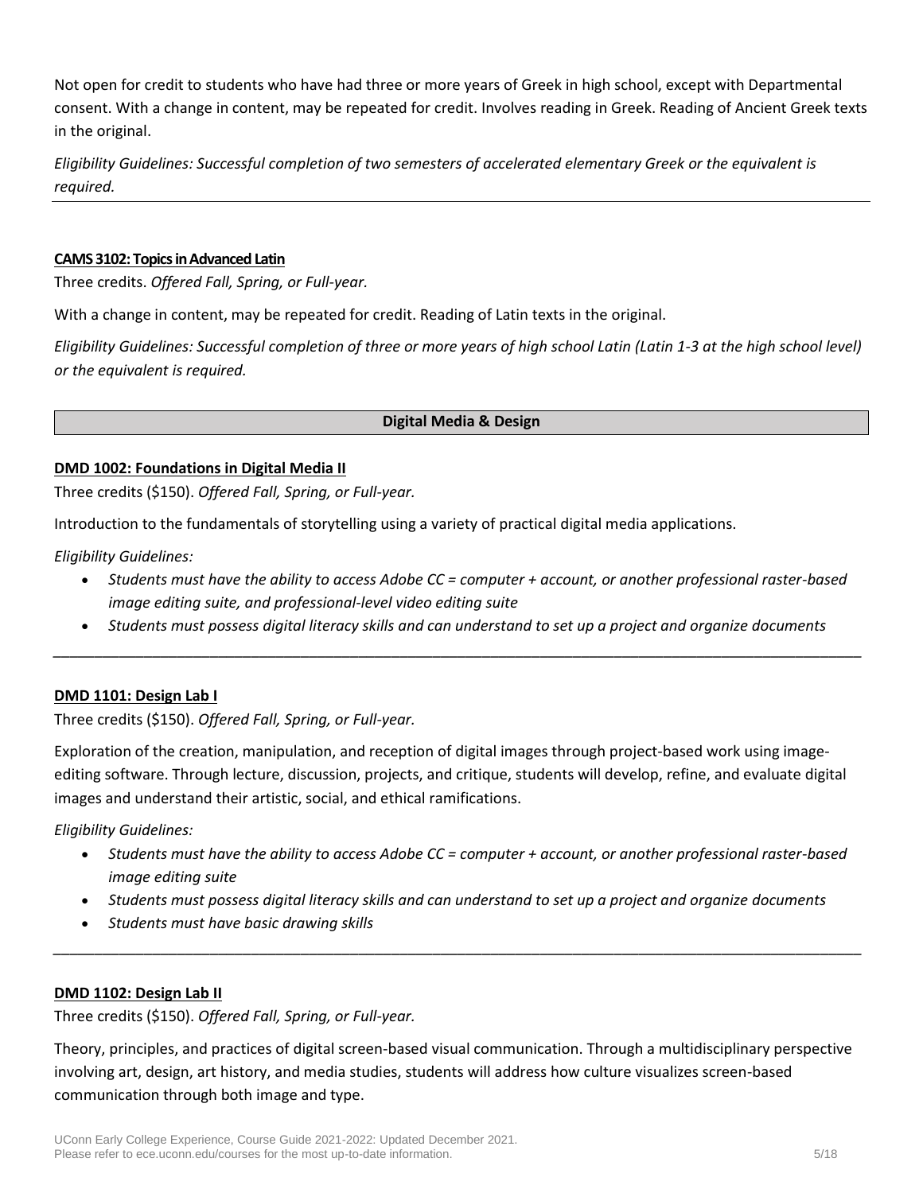Not open for credit to students who have had three or more years of Greek in high school, except with Departmental consent. With a change in content, may be repeated for credit. Involves reading in Greek. Reading of Ancient Greek texts in the original.

*Eligibility Guidelines: Successful completion of two semesters of accelerated elementary Greek or the equivalent is required.*

---

**CAMS 3102: Topics in Advanced Latin**

Three credits. *Offered Fall, Spring, or Full-year.*

With a change in content, may be repeated for credit. Reading of Latin texts in the original.

*Eligibility Guidelines: Successful completion of three or more years of high school Latin (Latin 1-3 at the high school level) or the equivalent is required.*

## Digital Media & Design

**DMD 1002: Foundations in Digital Media II**

Three credits ($150). *Offered Fall, Spring, or Full-year.*

Introduction to the fundamentals of storytelling using a variety of practical digital media applications.

*Eligibility Guidelines:*

- *Students must have the ability to access Adobe CC = computer + account, or another professional raster-based image editing suite, and professional-level video editing suite*
- *Students must possess digital literacy skills and can understand to set up a project and organize documents*

---

**DMD 1101: Design Lab I**

Three credits ($150). *Offered Fall, Spring, or Full-year.*

Exploration of the creation, manipulation, and reception of digital images through project-based work using image-editing software. Through lecture, discussion, projects, and critique, students will develop, refine, and evaluate digital images and understand their artistic, social, and ethical ramifications.

*Eligibility Guidelines:*

- *Students must have the ability to access Adobe CC = computer + account, or another professional raster-based image editing suite*
- *Students must possess digital literacy skills and can understand to set up a project and organize documents*
- *Students must have basic drawing skills*

---

**DMD 1102: Design Lab II**

Three credits ($150). *Offered Fall, Spring, or Full-year.*

Theory, principles, and practices of digital screen-based visual communication. Through a multidisciplinary perspective involving art, design, art history, and media studies, students will address how culture visualizes screen-based communication through both image and type.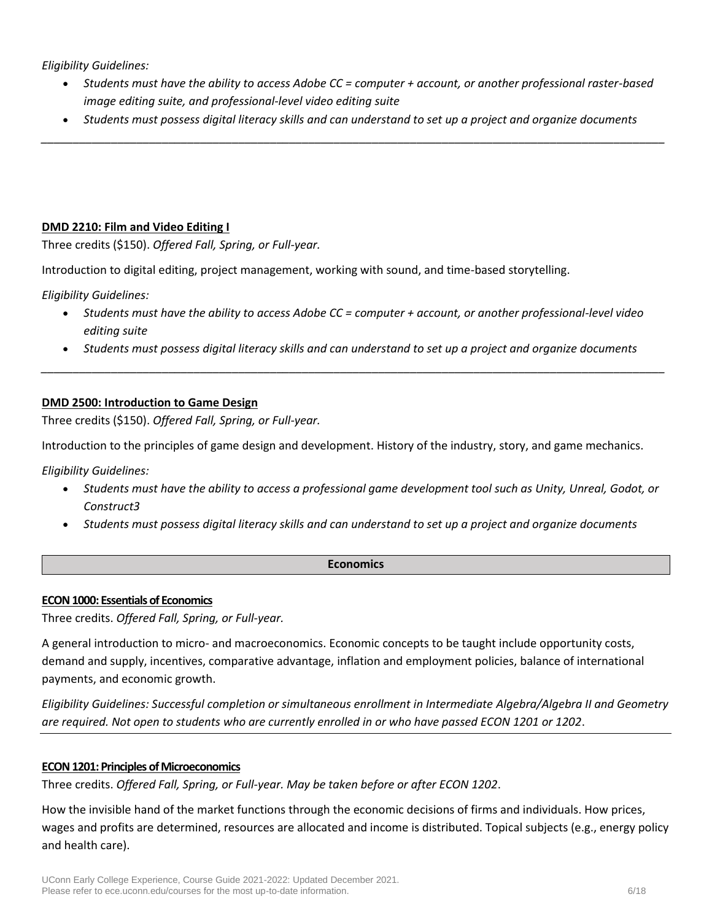*Eligibility Guidelines:*

- *Students must have the ability to access Adobe CC = computer + account, or another professional raster-based image editing suite, and professional-level video editing suite*
- *Students must possess digital literacy skills and can understand to set up a project and organize documents*

---

**DMD 2210: Film and Video Editing I**

Three credits ($150). *Offered Fall, Spring, or Full-year.*

Introduction to digital editing, project management, working with sound, and time-based storytelling.

*Eligibility Guidelines:*

- *Students must have the ability to access Adobe CC = computer + account, or another professional-level video editing suite*
- *Students must possess digital literacy skills and can understand to set up a project and organize documents*

---

**DMD 2500: Introduction to Game Design**

Three credits ($150). *Offered Fall, Spring, or Full-year.*

Introduction to the principles of game design and development. History of the industry, story, and game mechanics.

*Eligibility Guidelines:*

- *Students must have the ability to access a professional game development tool such as Unity, Unreal, Godot, or Construct3*
- *Students must possess digital literacy skills and can understand to set up a project and organize documents*

## Economics

**ECON 1000: Essentials of Economics**

Three credits. *Offered Fall, Spring, or Full-year.*

A general introduction to micro- and macroeconomics. Economic concepts to be taught include opportunity costs, demand and supply, incentives, comparative advantage, inflation and employment policies, balance of international payments, and economic growth.

*Eligibility Guidelines: Successful completion or simultaneous enrollment in Intermediate Algebra/Algebra II and Geometry are required. Not open to students who are currently enrolled in or who have passed ECON 1201 or 1202*.

---

**ECON 1201: Principles of Microeconomics**

Three credits. *Offered Fall, Spring, or Full-year. May be taken before or after ECON 1202*.

How the invisible hand of the market functions through the economic decisions of firms and individuals. How prices, wages and profits are determined, resources are allocated and income is distributed. Topical subjects (e.g., energy policy and health care).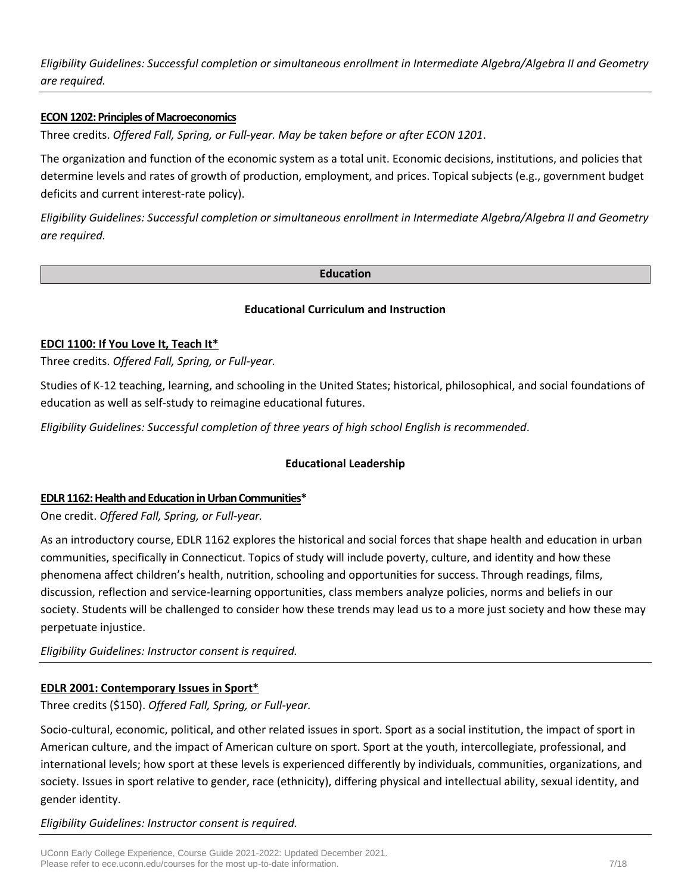*Eligibility Guidelines: Successful completion or simultaneous enrollment in Intermediate Algebra/Algebra II and Geometry are required.*

**ECON 1202: Principles of Macroeconomics**

Three credits. *Offered Fall, Spring, or Full-year. May be taken before or after ECON 1201*.

The organization and function of the economic system as a total unit. Economic decisions, institutions, and policies that determine levels and rates of growth of production, employment, and prices. Topical subjects (e.g., government budget deficits and current interest-rate policy).

*Eligibility Guidelines: Successful completion or simultaneous enrollment in Intermediate Algebra/Algebra II and Geometry are required.*

## Education

### Educational Curriculum and Instruction

**EDCI 1100: If You Love It, Teach It***

Three credits. *Offered Fall, Spring, or Full-year.*

Studies of K-12 teaching, learning, and schooling in the United States; historical, philosophical, and social foundations of education as well as self-study to reimagine educational futures.

*Eligibility Guidelines: Successful completion of three years of high school English is recommended*.

### Educational Leadership

**EDLR 1162: Health and Education in Urban Communities***

One credit. *Offered Fall, Spring, or Full-year.*

As an introductory course, EDLR 1162 explores the historical and social forces that shape health and education in urban communities, specifically in Connecticut. Topics of study will include poverty, culture, and identity and how these phenomena affect children's health, nutrition, schooling and opportunities for success. Through readings, films, discussion, reflection and service-learning opportunities, class members analyze policies, norms and beliefs in our society. Students will be challenged to consider how these trends may lead us to a more just society and how these may perpetuate injustice.

*Eligibility Guidelines: Instructor consent is required.*

**EDLR 2001: Contemporary Issues in Sport***

Three credits ($150). *Offered Fall, Spring, or Full-year.*

Socio-cultural, economic, political, and other related issues in sport. Sport as a social institution, the impact of sport in American culture, and the impact of American culture on sport. Sport at the youth, intercollegiate, professional, and international levels; how sport at these levels is experienced differently by individuals, communities, organizations, and society. Issues in sport relative to gender, race (ethnicity), differing physical and intellectual ability, sexual identity, and gender identity.

*Eligibility Guidelines: Instructor consent is required.*

UConn Early College Experience, Course Guide 2021-2022: Updated December 2021.
Please refer to ece.uconn.edu/courses for the most up-to-date information.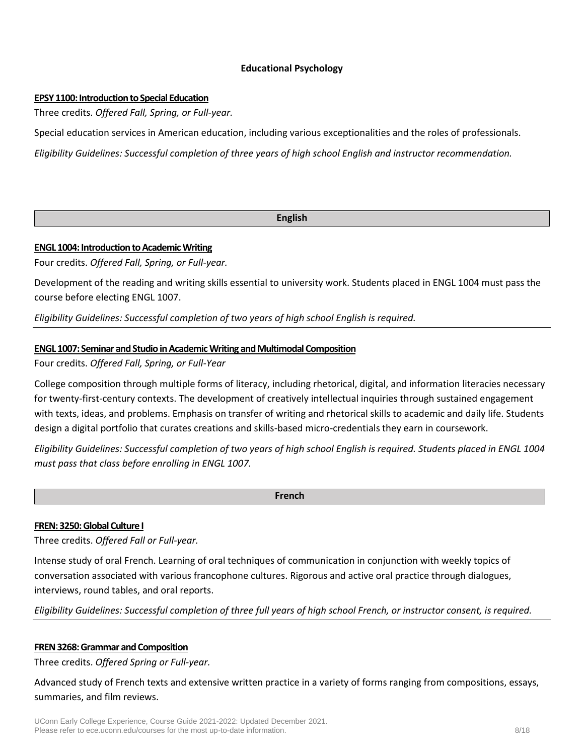## Educational Psychology

**EPSY 1100: Introduction to Special Education**

Three credits. *Offered Fall, Spring, or Full-year.*

Special education services in American education, including various exceptionalities and the roles of professionals.

*Eligibility Guidelines: Successful completion of three years of high school English and instructor recommendation.*

## English

**ENGL 1004: Introduction to Academic Writing**

Four credits. *Offered Fall, Spring, or Full-year.*

Development of the reading and writing skills essential to university work. Students placed in ENGL 1004 must pass the course before electing ENGL 1007.

*Eligibility Guidelines: Successful completion of two years of high school English is required.*

**ENGL 1007: Seminar and Studio in Academic Writing and Multimodal Composition**

Four credits. *Offered Fall, Spring, or Full-Year*

College composition through multiple forms of literacy, including rhetorical, digital, and information literacies necessary for twenty-first-century contexts. The development of creatively intellectual inquiries through sustained engagement with texts, ideas, and problems. Emphasis on transfer of writing and rhetorical skills to academic and daily life. Students design a digital portfolio that curates creations and skills-based micro-credentials they earn in coursework.

*Eligibility Guidelines: Successful completion of two years of high school English is required. Students placed in ENGL 1004 must pass that class before enrolling in ENGL 1007.*

## French

**FREN: 3250: Global Culture I**

Three credits. *Offered Fall or Full-year.*

Intense study of oral French. Learning of oral techniques of communication in conjunction with weekly topics of conversation associated with various francophone cultures. Rigorous and active oral practice through dialogues, interviews, round tables, and oral reports.

*Eligibility Guidelines: Successful completion of three full years of high school French, or instructor consent, is required.*

**FREN 3268: Grammar and Composition**

Three credits. *Offered Spring or Full-year.*

Advanced study of French texts and extensive written practice in a variety of forms ranging from compositions, essays, summaries, and film reviews.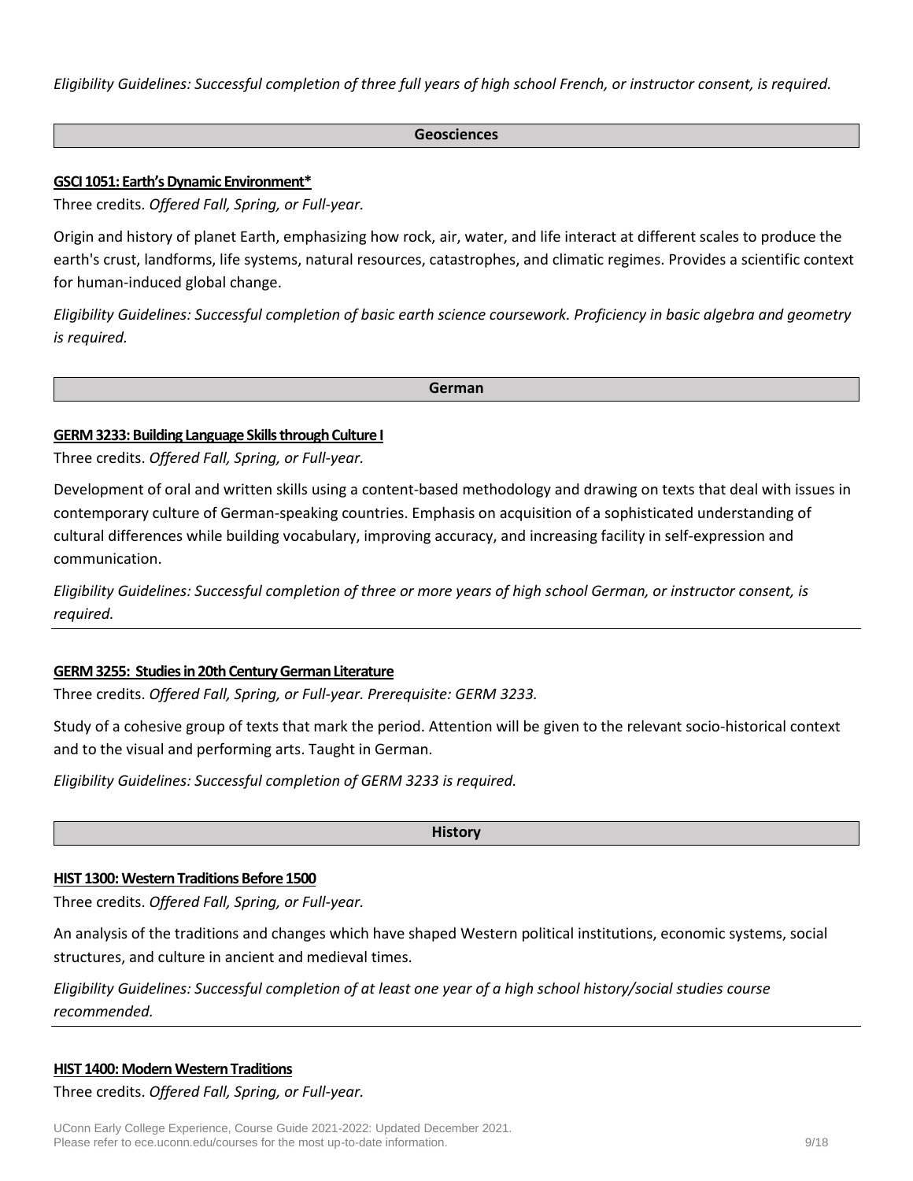*Eligibility Guidelines: Successful completion of three full years of high school French, or instructor consent, is required.*

## Geosciences

### GSCI 1051: Earth's Dynamic Environment*

Three credits. *Offered Fall, Spring, or Full-year.*

Origin and history of planet Earth, emphasizing how rock, air, water, and life interact at different scales to produce the earth's crust, landforms, life systems, natural resources, catastrophes, and climatic regimes. Provides a scientific context for human-induced global change.

*Eligibility Guidelines: Successful completion of basic earth science coursework. Proficiency in basic algebra and geometry is required.*

## German

### GERM 3233: Building Language Skills through Culture I

Three credits. *Offered Fall, Spring, or Full-year.*

Development of oral and written skills using a content-based methodology and drawing on texts that deal with issues in contemporary culture of German-speaking countries. Emphasis on acquisition of a sophisticated understanding of cultural differences while building vocabulary, improving accuracy, and increasing facility in self-expression and communication.

*Eligibility Guidelines: Successful completion of three or more years of high school German, or instructor consent, is required.*

---

### GERM 3255: Studies in 20th Century German Literature

Three credits. *Offered Fall, Spring, or Full-year. Prerequisite: GERM 3233.*

Study of a cohesive group of texts that mark the period. Attention will be given to the relevant socio-historical context and to the visual and performing arts. Taught in German.

*Eligibility Guidelines: Successful completion of GERM 3233 is required.*

## History

### HIST 1300: Western Traditions Before 1500

Three credits. *Offered Fall, Spring, or Full-year.*

An analysis of the traditions and changes which have shaped Western political institutions, economic systems, social structures, and culture in ancient and medieval times.

*Eligibility Guidelines: Successful completion of at least one year of a high school history/social studies course recommended.*

---

### HIST 1400: Modern Western Traditions

Three credits. *Offered Fall, Spring, or Full-year.*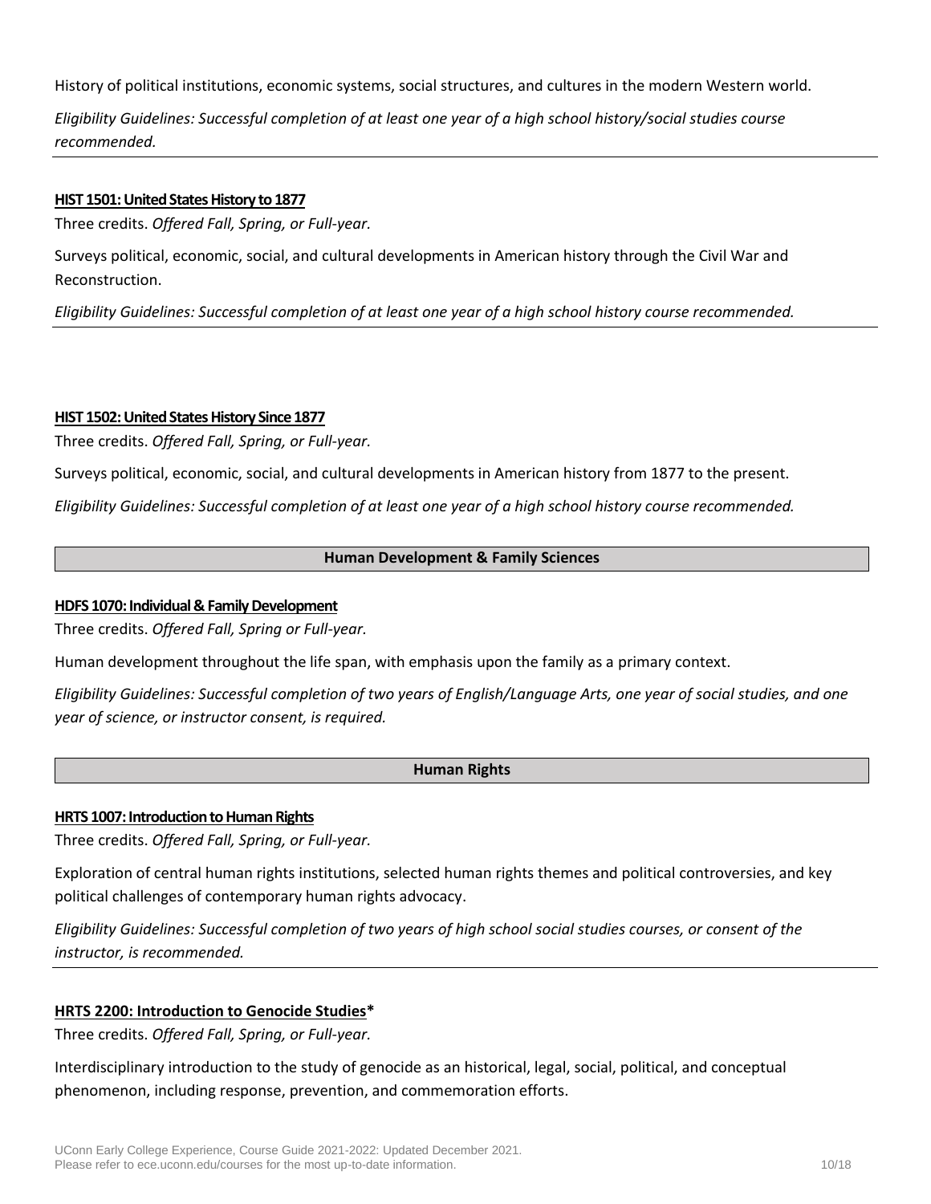History of political institutions, economic systems, social structures, and cultures in the modern Western world.

*Eligibility Guidelines: Successful completion of at least one year of a high school history/social studies course recommended.*

---

**HIST 1501: United States History to 1877**

Three credits. *Offered Fall, Spring, or Full-year.*

Surveys political, economic, social, and cultural developments in American history through the Civil War and Reconstruction.

*Eligibility Guidelines: Successful completion of at least one year of a high school history course recommended.*

---

**HIST 1502: United States History Since 1877**

Three credits. *Offered Fall, Spring, or Full-year.*

Surveys political, economic, social, and cultural developments in American history from 1877 to the present.

*Eligibility Guidelines: Successful completion of at least one year of a high school history course recommended.*

## Human Development & Family Sciences

**HDFS 1070: Individual & Family Development**

Three credits. *Offered Fall, Spring or Full-year.*

Human development throughout the life span, with emphasis upon the family as a primary context.

*Eligibility Guidelines: Successful completion of two years of English/Language Arts, one year of social studies, and one year of science, or instructor consent, is required.*

## Human Rights

**HRTS 1007: Introduction to Human Rights**

Three credits. *Offered Fall, Spring, or Full-year.*

Exploration of central human rights institutions, selected human rights themes and political controversies, and key political challenges of contemporary human rights advocacy.

*Eligibility Guidelines: Successful completion of two years of high school social studies courses, or consent of the instructor, is recommended.*

---

**HRTS 2200: Introduction to Genocide Studies***

Three credits. *Offered Fall, Spring, or Full-year.*

Interdisciplinary introduction to the study of genocide as an historical, legal, social, political, and conceptual phenomenon, including response, prevention, and commemoration efforts.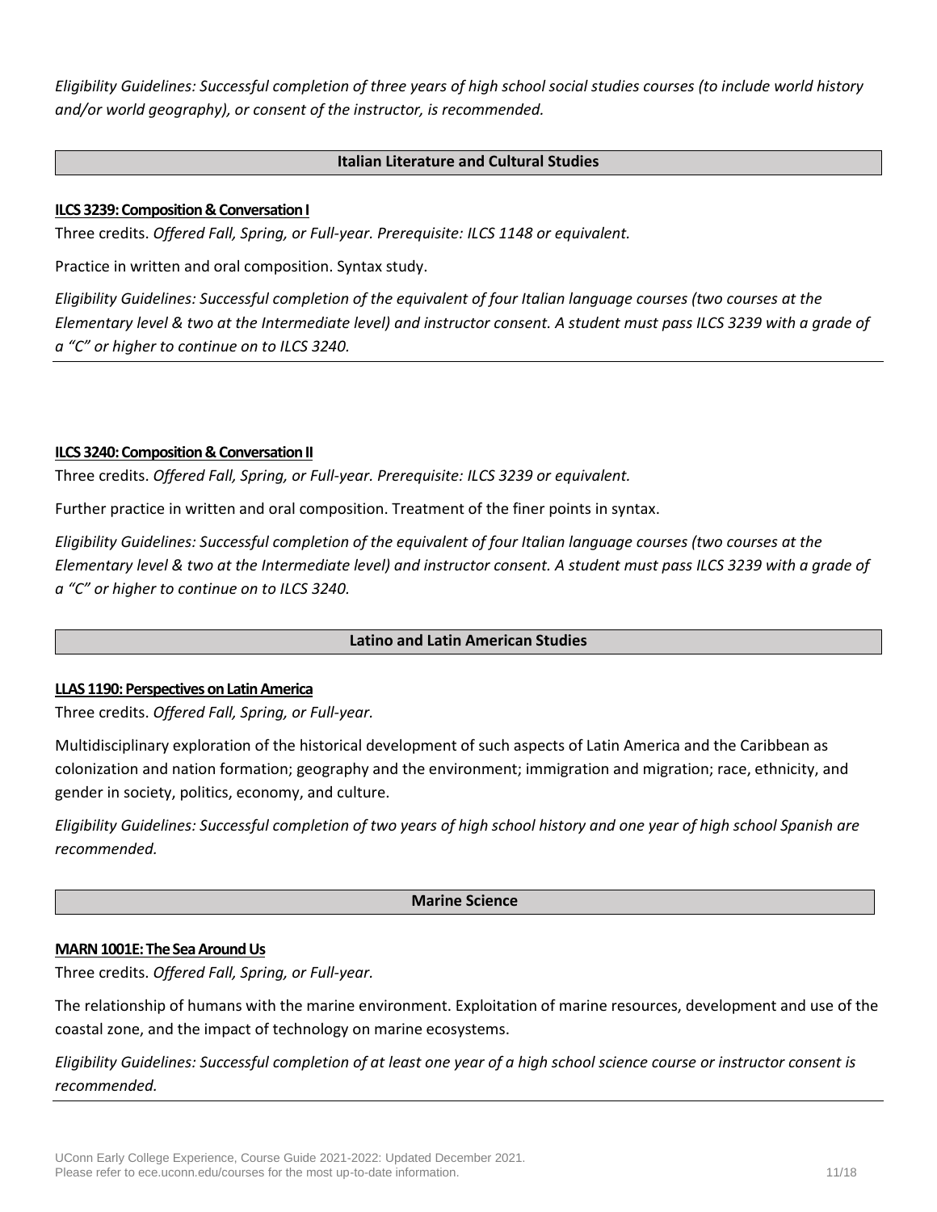*Eligibility Guidelines: Successful completion of three years of high school social studies courses (to include world history and/or world geography), or consent of the instructor, is recommended.*

## Italian Literature and Cultural Studies

**ILCS 3239: Composition & Conversation I**

Three credits. *Offered Fall, Spring, or Full-year. Prerequisite: ILCS 1148 or equivalent.*

Practice in written and oral composition. Syntax study.

*Eligibility Guidelines: Successful completion of the equivalent of four Italian language courses (two courses at the Elementary level & two at the Intermediate level) and instructor consent. A student must pass ILCS 3239 with a grade of a "C" or higher to continue on to ILCS 3240.*

**ILCS 3240: Composition & Conversation II**

Three credits. *Offered Fall, Spring, or Full-year. Prerequisite: ILCS 3239 or equivalent.*

Further practice in written and oral composition. Treatment of the finer points in syntax.

*Eligibility Guidelines: Successful completion of the equivalent of four Italian language courses (two courses at the Elementary level & two at the Intermediate level) and instructor consent. A student must pass ILCS 3239 with a grade of a "C" or higher to continue on to ILCS 3240.*

## Latino and Latin American Studies

**LLAS 1190: Perspectives on Latin America**

Three credits. *Offered Fall, Spring, or Full-year.*

Multidisciplinary exploration of the historical development of such aspects of Latin America and the Caribbean as colonization and nation formation; geography and the environment; immigration and migration; race, ethnicity, and gender in society, politics, economy, and culture.

*Eligibility Guidelines: Successful completion of two years of high school history and one year of high school Spanish are recommended.*

## Marine Science

**MARN 1001E: The Sea Around Us**

Three credits. *Offered Fall, Spring, or Full-year.*

The relationship of humans with the marine environment. Exploitation of marine resources, development and use of the coastal zone, and the impact of technology on marine ecosystems.

*Eligibility Guidelines: Successful completion of at least one year of a high school science course or instructor consent is recommended.*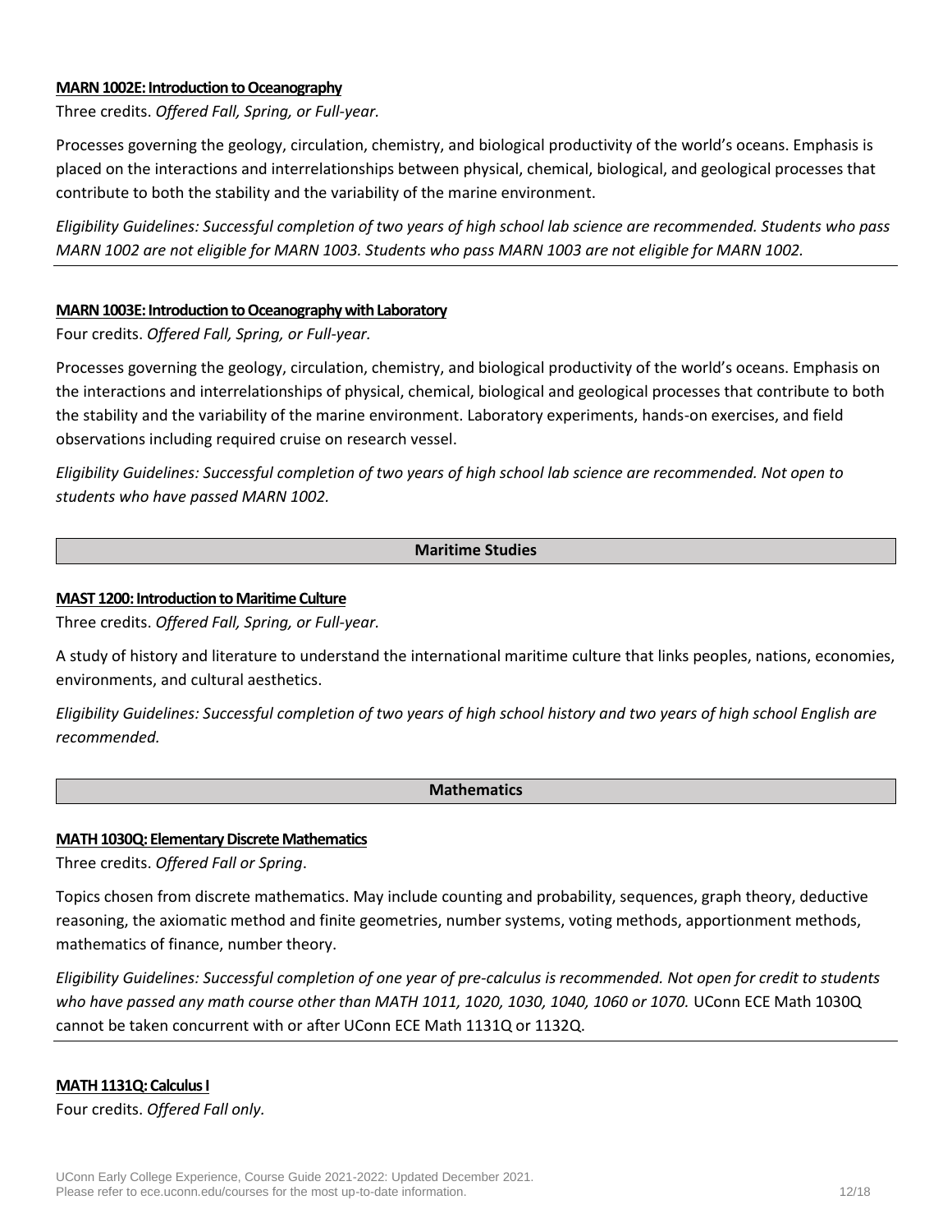#### MARN 1002E: Introduction to Oceanography

Three credits. *Offered Fall, Spring, or Full-year.*

Processes governing the geology, circulation, chemistry, and biological productivity of the world's oceans. Emphasis is placed on the interactions and interrelationships between physical, chemical, biological, and geological processes that contribute to both the stability and the variability of the marine environment.

*Eligibility Guidelines: Successful completion of two years of high school lab science are recommended. Students who pass MARN 1002 are not eligible for MARN 1003. Students who pass MARN 1003 are not eligible for MARN 1002.*

---

#### MARN 1003E: Introduction to Oceanography with Laboratory

Four credits. *Offered Fall, Spring, or Full-year.*

Processes governing the geology, circulation, chemistry, and biological productivity of the world's oceans. Emphasis on the interactions and interrelationships of physical, chemical, biological and geological processes that contribute to both the stability and the variability of the marine environment. Laboratory experiments, hands-on exercises, and field observations including required cruise on research vessel.

*Eligibility Guidelines: Successful completion of two years of high school lab science are recommended. Not open to students who have passed MARN 1002.*

## Maritime Studies

#### MAST 1200: Introduction to Maritime Culture

Three credits. *Offered Fall, Spring, or Full-year.*

A study of history and literature to understand the international maritime culture that links peoples, nations, economies, environments, and cultural aesthetics.

*Eligibility Guidelines: Successful completion of two years of high school history and two years of high school English are recommended.*

## Mathematics

#### MATH 1030Q: Elementary Discrete Mathematics

Three credits. *Offered Fall or Spring*.

Topics chosen from discrete mathematics. May include counting and probability, sequences, graph theory, deductive reasoning, the axiomatic method and finite geometries, number systems, voting methods, apportionment methods, mathematics of finance, number theory.

*Eligibility Guidelines: Successful completion of one year of pre-calculus is recommended. Not open for credit to students who have passed any math course other than MATH 1011, 1020, 1030, 1040, 1060 or 1070.* UConn ECE Math 1030Q cannot be taken concurrent with or after UConn ECE Math 1131Q or 1132Q.

---

#### MATH 1131Q: Calculus I

Four credits. *Offered Fall only.*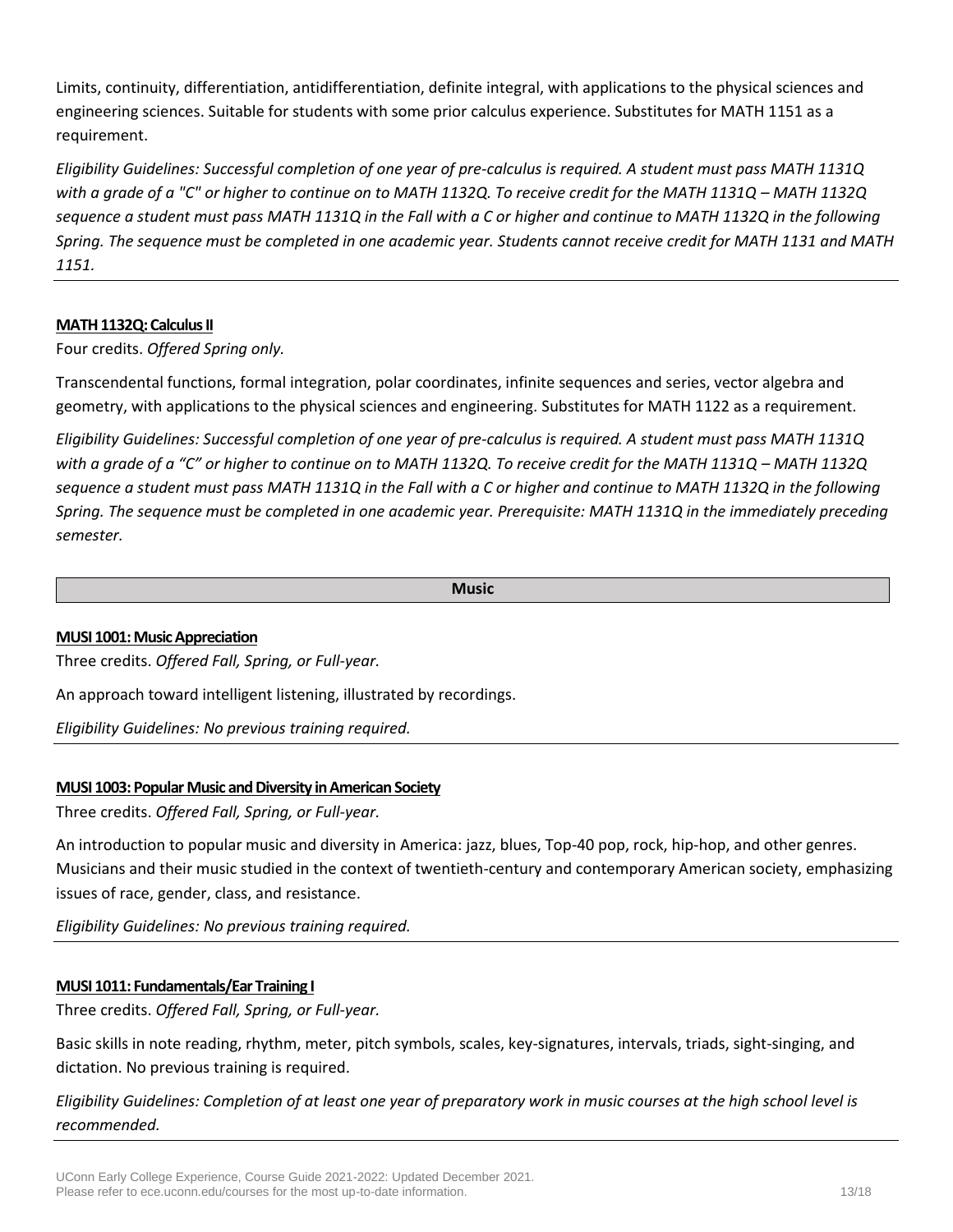Limits, continuity, differentiation, antidifferentiation, definite integral, with applications to the physical sciences and engineering sciences. Suitable for students with some prior calculus experience. Substitutes for MATH 1151 as a requirement.

*Eligibility Guidelines: Successful completion of one year of pre-calculus is required. A student must pass MATH 1131Q with a grade of a "C" or higher to continue on to MATH 1132Q. To receive credit for the MATH 1131Q – MATH 1132Q sequence a student must pass MATH 1131Q in the Fall with a C or higher and continue to MATH 1132Q in the following Spring. The sequence must be completed in one academic year. Students cannot receive credit for MATH 1131 and MATH 1151.*

---

### MATH 1132Q: Calculus II

Four credits. *Offered Spring only.*

Transcendental functions, formal integration, polar coordinates, infinite sequences and series, vector algebra and geometry, with applications to the physical sciences and engineering. Substitutes for MATH 1122 as a requirement.

*Eligibility Guidelines: Successful completion of one year of pre-calculus is required. A student must pass MATH 1131Q with a grade of a "C" or higher to continue on to MATH 1132Q. To receive credit for the MATH 1131Q – MATH 1132Q sequence a student must pass MATH 1131Q in the Fall with a C or higher and continue to MATH 1132Q in the following Spring. The sequence must be completed in one academic year. Prerequisite: MATH 1131Q in the immediately preceding semester.*

## Music

### MUSI 1001: Music Appreciation

Three credits. *Offered Fall, Spring, or Full-year.*

An approach toward intelligent listening, illustrated by recordings.

*Eligibility Guidelines: No previous training required.*

---

### MUSI 1003: Popular Music and Diversity in American Society

Three credits. *Offered Fall, Spring, or Full-year.*

An introduction to popular music and diversity in America: jazz, blues, Top-40 pop, rock, hip-hop, and other genres. Musicians and their music studied in the context of twentieth-century and contemporary American society, emphasizing issues of race, gender, class, and resistance.

*Eligibility Guidelines: No previous training required.*

---

### MUSI 1011: Fundamentals/Ear Training I

Three credits. *Offered Fall, Spring, or Full-year.*

Basic skills in note reading, rhythm, meter, pitch symbols, scales, key-signatures, intervals, triads, sight-singing, and dictation. No previous training is required.

*Eligibility Guidelines: Completion of at least one year of preparatory work in music courses at the high school level is recommended.*

---

UConn Early College Experience, Course Guide 2021-2022: Updated December 2021.
Please refer to ece.uconn.edu/courses for the most up-to-date information.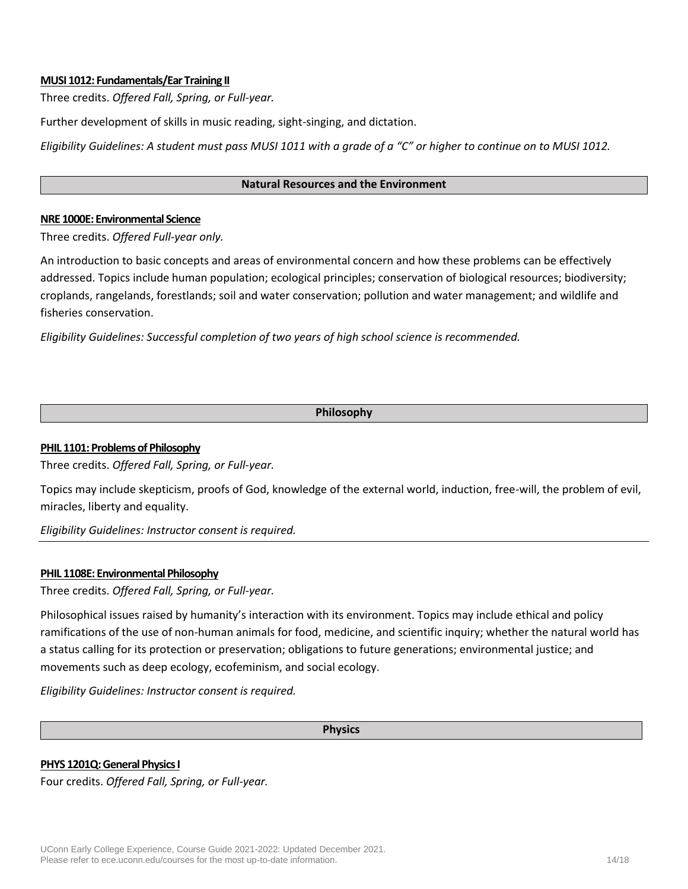**MUSI 1012: Fundamentals/Ear Training II**

Three credits. *Offered Fall, Spring, or Full-year.*

Further development of skills in music reading, sight-singing, and dictation.

*Eligibility Guidelines: A student must pass MUSI 1011 with a grade of a "C" or higher to continue on to MUSI 1012.*

## Natural Resources and the Environment

**NRE 1000E: Environmental Science**

Three credits. *Offered Full-year only.*

An introduction to basic concepts and areas of environmental concern and how these problems can be effectively addressed. Topics include human population; ecological principles; conservation of biological resources; biodiversity; croplands, rangelands, forestlands; soil and water conservation; pollution and water management; and wildlife and fisheries conservation.

*Eligibility Guidelines: Successful completion of two years of high school science is recommended.*

## Philosophy

**PHIL 1101: Problems of Philosophy**

Three credits. *Offered Fall, Spring, or Full-year.*

Topics may include skepticism, proofs of God, knowledge of the external world, induction, free-will, the problem of evil, miracles, liberty and equality.

*Eligibility Guidelines: Instructor consent is required.*

**PHIL 1108E: Environmental Philosophy**

Three credits. *Offered Fall, Spring, or Full-year.*

Philosophical issues raised by humanity's interaction with its environment. Topics may include ethical and policy ramifications of the use of non-human animals for food, medicine, and scientific inquiry; whether the natural world has a status calling for its protection or preservation; obligations to future generations; environmental justice; and movements such as deep ecology, ecofeminism, and social ecology.

*Eligibility Guidelines: Instructor consent is required.*

## Physics

**PHYS 1201Q: General Physics I**

Four credits. *Offered Fall, Spring, or Full-year.*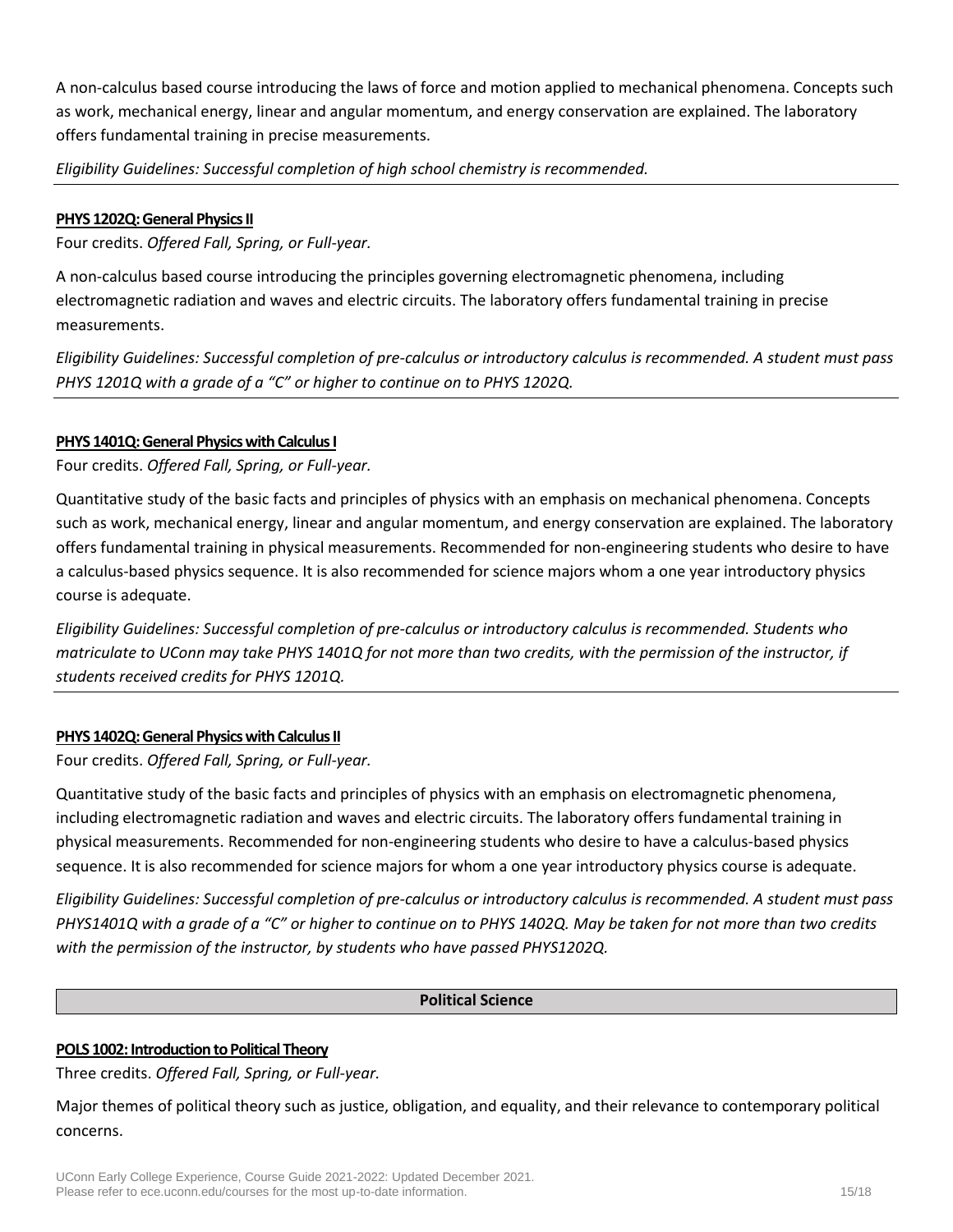A non-calculus based course introducing the laws of force and motion applied to mechanical phenomena. Concepts such as work, mechanical energy, linear and angular momentum, and energy conservation are explained. The laboratory offers fundamental training in precise measurements.

*Eligibility Guidelines: Successful completion of high school chemistry is recommended.*

---

**PHYS 1202Q: General Physics II**

Four credits. *Offered Fall, Spring, or Full-year.*

A non-calculus based course introducing the principles governing electromagnetic phenomena, including electromagnetic radiation and waves and electric circuits. The laboratory offers fundamental training in precise measurements.

*Eligibility Guidelines: Successful completion of pre-calculus or introductory calculus is recommended. A student must pass PHYS 1201Q with a grade of a "C" or higher to continue on to PHYS 1202Q.*

---

**PHYS 1401Q: General Physics with Calculus I**

Four credits. *Offered Fall, Spring, or Full-year.*

Quantitative study of the basic facts and principles of physics with an emphasis on mechanical phenomena. Concepts such as work, mechanical energy, linear and angular momentum, and energy conservation are explained. The laboratory offers fundamental training in physical measurements. Recommended for non-engineering students who desire to have a calculus-based physics sequence. It is also recommended for science majors whom a one year introductory physics course is adequate.

*Eligibility Guidelines: Successful completion of pre-calculus or introductory calculus is recommended. Students who matriculate to UConn may take PHYS 1401Q for not more than two credits, with the permission of the instructor, if students received credits for PHYS 1201Q.*

---

**PHYS 1402Q: General Physics with Calculus II**

Four credits. *Offered Fall, Spring, or Full-year.*

Quantitative study of the basic facts and principles of physics with an emphasis on electromagnetic phenomena, including electromagnetic radiation and waves and electric circuits. The laboratory offers fundamental training in physical measurements. Recommended for non-engineering students who desire to have a calculus-based physics sequence. It is also recommended for science majors for whom a one year introductory physics course is adequate.

*Eligibility Guidelines: Successful completion of pre-calculus or introductory calculus is recommended. A student must pass PHYS1401Q with a grade of a "C" or higher to continue on to PHYS 1402Q. May be taken for not more than two credits with the permission of the instructor, by students who have passed PHYS1202Q.*

## Political Science

**POLS 1002: Introduction to Political Theory**

Three credits. *Offered Fall, Spring, or Full-year.*

Major themes of political theory such as justice, obligation, and equality, and their relevance to contemporary political concerns.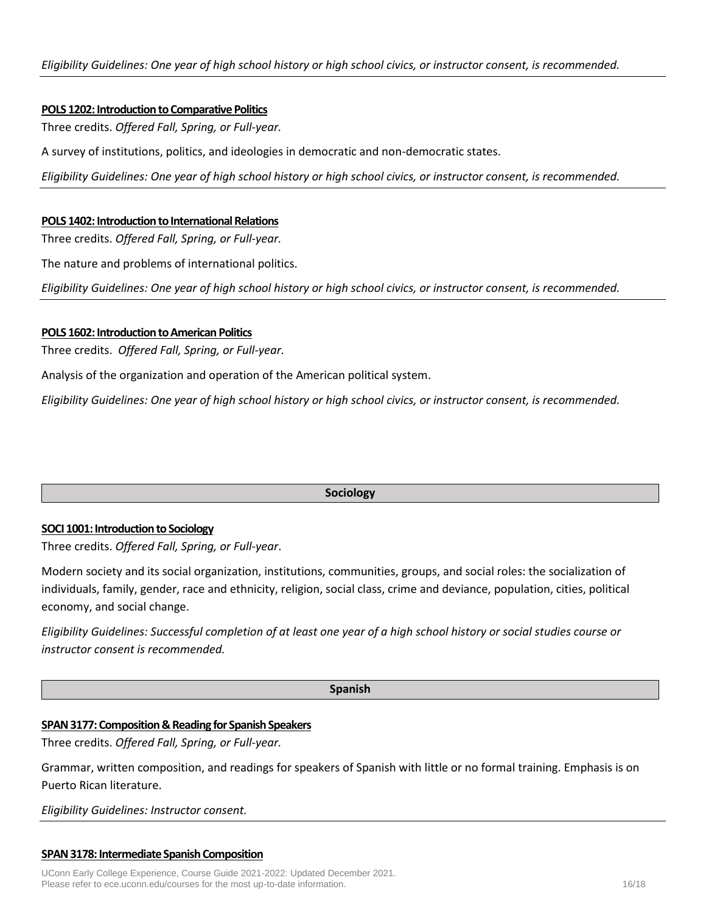*Eligibility Guidelines: One year of high school history or high school civics, or instructor consent, is recommended.*

---

**POLS 1202: Introduction to Comparative Politics**

Three credits. *Offered Fall, Spring, or Full-year.*

A survey of institutions, politics, and ideologies in democratic and non-democratic states.

*Eligibility Guidelines: One year of high school history or high school civics, or instructor consent, is recommended.*

---

**POLS 1402: Introduction to International Relations**

Three credits. *Offered Fall, Spring, or Full-year.*

The nature and problems of international politics.

*Eligibility Guidelines: One year of high school history or high school civics, or instructor consent, is recommended.*

---

**POLS 1602: Introduction to American Politics**

Three credits. *Offered Fall, Spring, or Full-year.*

Analysis of the organization and operation of the American political system.

*Eligibility Guidelines: One year of high school history or high school civics, or instructor consent, is recommended.*

## Sociology

**SOCI 1001: Introduction to Sociology**

Three credits. *Offered Fall, Spring, or Full-year*.

Modern society and its social organization, institutions, communities, groups, and social roles: the socialization of individuals, family, gender, race and ethnicity, religion, social class, crime and deviance, population, cities, political economy, and social change.

*Eligibility Guidelines: Successful completion of at least one year of a high school history or social studies course or instructor consent is recommended.*

## Spanish

**SPAN 3177: Composition & Reading for Spanish Speakers**

Three credits. *Offered Fall, Spring, or Full-year.*

Grammar, written composition, and readings for speakers of Spanish with little or no formal training. Emphasis is on Puerto Rican literature.

*Eligibility Guidelines: Instructor consent.*

---

**SPAN 3178: Intermediate Spanish Composition**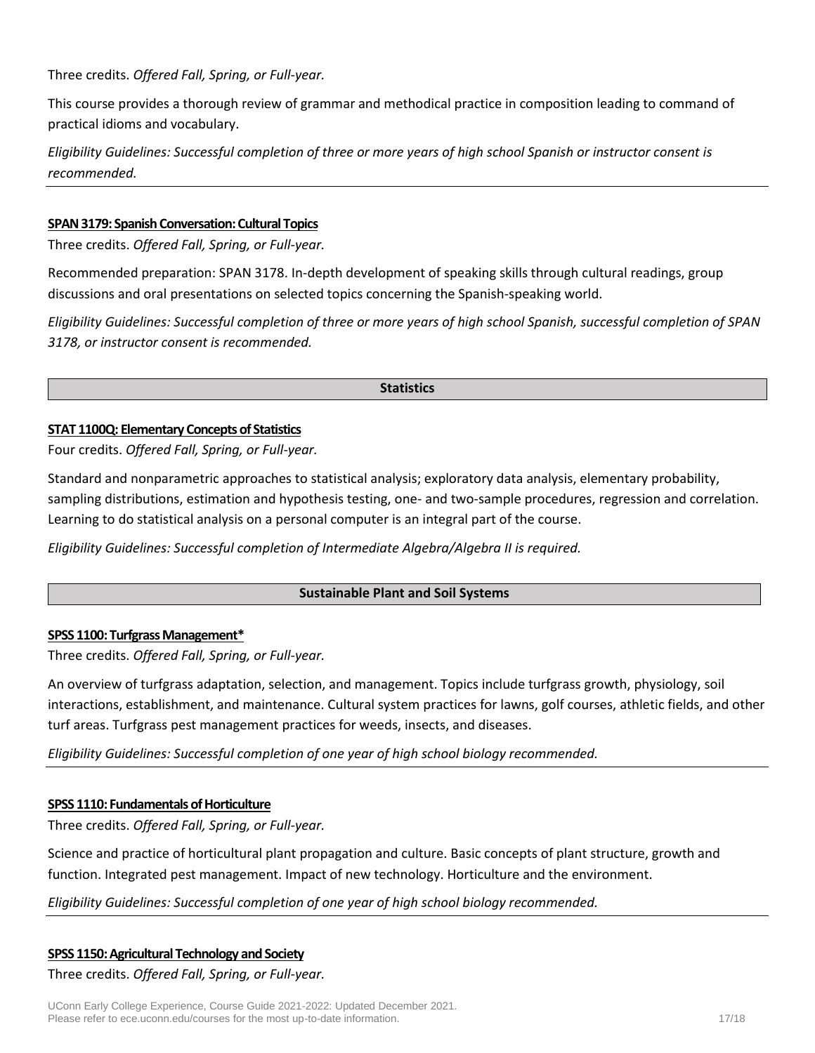Three credits. *Offered Fall, Spring, or Full-year.*

This course provides a thorough review of grammar and methodical practice in composition leading to command of practical idioms and vocabulary.

*Eligibility Guidelines: Successful completion of three or more years of high school Spanish or instructor consent is recommended.*

---

**SPAN 3179: Spanish Conversation: Cultural Topics**

Three credits. *Offered Fall, Spring, or Full-year.*

Recommended preparation: SPAN 3178. In-depth development of speaking skills through cultural readings, group discussions and oral presentations on selected topics concerning the Spanish-speaking world.

*Eligibility Guidelines: Successful completion of three or more years of high school Spanish, successful completion of SPAN 3178, or instructor consent is recommended.*

## Statistics

**STAT 1100Q: Elementary Concepts of Statistics**

Four credits. *Offered Fall, Spring, or Full-year.*

Standard and nonparametric approaches to statistical analysis; exploratory data analysis, elementary probability, sampling distributions, estimation and hypothesis testing, one- and two-sample procedures, regression and correlation. Learning to do statistical analysis on a personal computer is an integral part of the course.

*Eligibility Guidelines: Successful completion of Intermediate Algebra/Algebra II is required.*

## Sustainable Plant and Soil Systems

**SPSS 1100: Turfgrass Management***

Three credits. *Offered Fall, Spring, or Full-year.*

An overview of turfgrass adaptation, selection, and management. Topics include turfgrass growth, physiology, soil interactions, establishment, and maintenance. Cultural system practices for lawns, golf courses, athletic fields, and other turf areas. Turfgrass pest management practices for weeds, insects, and diseases.

*Eligibility Guidelines: Successful completion of one year of high school biology recommended.*

---

**SPSS 1110: Fundamentals of Horticulture**

Three credits. *Offered Fall, Spring, or Full-year.*

Science and practice of horticultural plant propagation and culture. Basic concepts of plant structure, growth and function. Integrated pest management. Impact of new technology. Horticulture and the environment.

*Eligibility Guidelines: Successful completion of one year of high school biology recommended.*

---

**SPSS 1150: Agricultural Technology and Society**

Three credits. *Offered Fall, Spring, or Full-year.*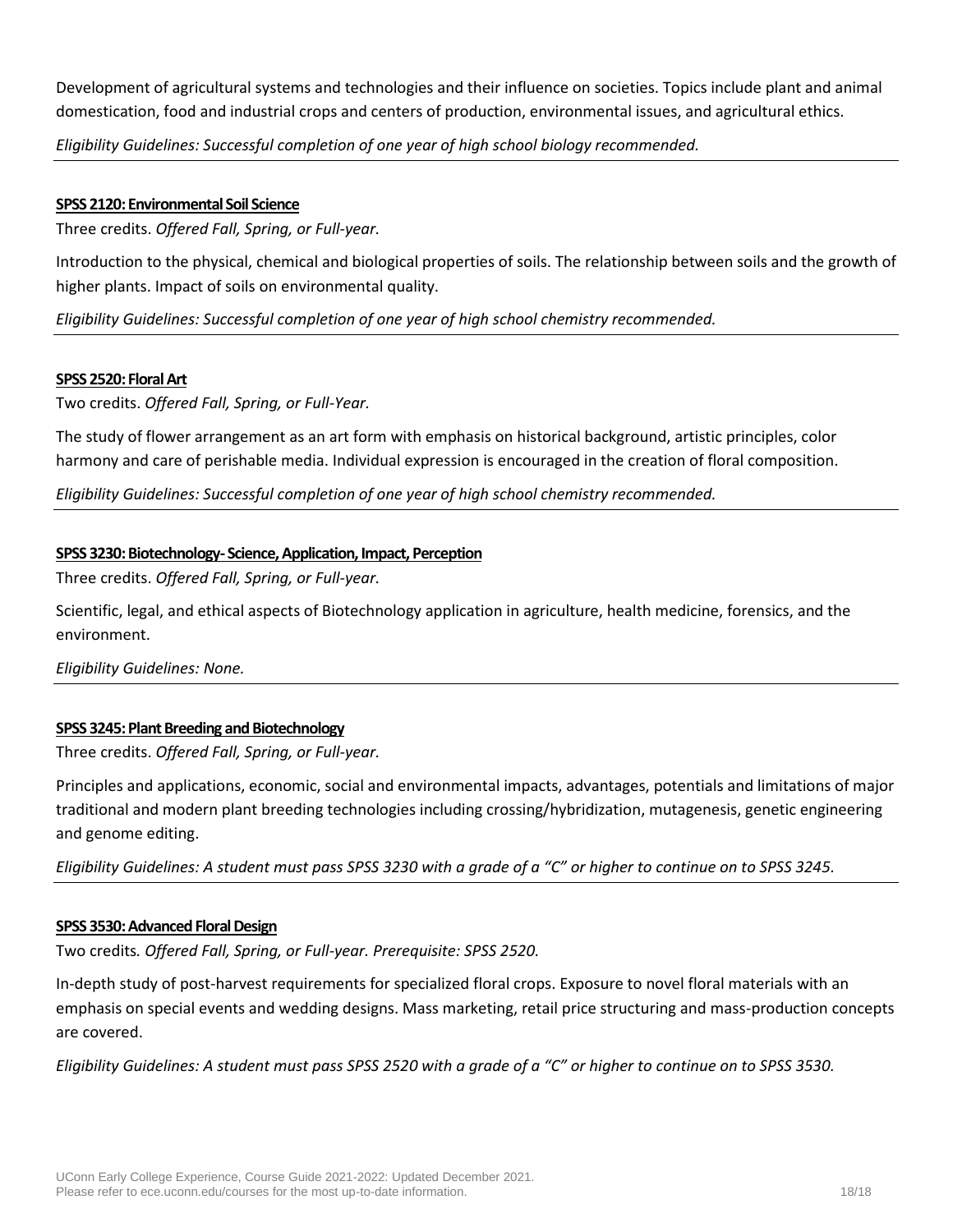Development of agricultural systems and technologies and their influence on societies. Topics include plant and animal domestication, food and industrial crops and centers of production, environmental issues, and agricultural ethics.

*Eligibility Guidelines: Successful completion of one year of high school biology recommended.*

---

**SPSS 2120: Environmental Soil Science**

Three credits. *Offered Fall, Spring, or Full-year.*

Introduction to the physical, chemical and biological properties of soils. The relationship between soils and the growth of higher plants. Impact of soils on environmental quality.

*Eligibility Guidelines: Successful completion of one year of high school chemistry recommended.*

---

**SPSS 2520: Floral Art**

Two credits. *Offered Fall, Spring, or Full-Year.*

The study of flower arrangement as an art form with emphasis on historical background, artistic principles, color harmony and care of perishable media. Individual expression is encouraged in the creation of floral composition.

*Eligibility Guidelines: Successful completion of one year of high school chemistry recommended.*

---

**SPSS 3230: Biotechnology- Science, Application, Impact, Perception**

Three credits. *Offered Fall, Spring, or Full-year.*

Scientific, legal, and ethical aspects of Biotechnology application in agriculture, health medicine, forensics, and the environment.

*Eligibility Guidelines: None.*

---

**SPSS 3245: Plant Breeding and Biotechnology**

Three credits. *Offered Fall, Spring, or Full-year.*

Principles and applications, economic, social and environmental impacts, advantages, potentials and limitations of major traditional and modern plant breeding technologies including crossing/hybridization, mutagenesis, genetic engineering and genome editing.

*Eligibility Guidelines: A student must pass SPSS 3230 with a grade of a "C" or higher to continue on to SPSS 3245.*

---

**SPSS 3530: Advanced Floral Design**

Two credits*. Offered Fall, Spring, or Full-year. Prerequisite: SPSS 2520.*

In-depth study of post-harvest requirements for specialized floral crops. Exposure to novel floral materials with an emphasis on special events and wedding designs. Mass marketing, retail price structuring and mass-production concepts are covered.

*Eligibility Guidelines: A student must pass SPSS 2520 with a grade of a "C" or higher to continue on to SPSS 3530.*